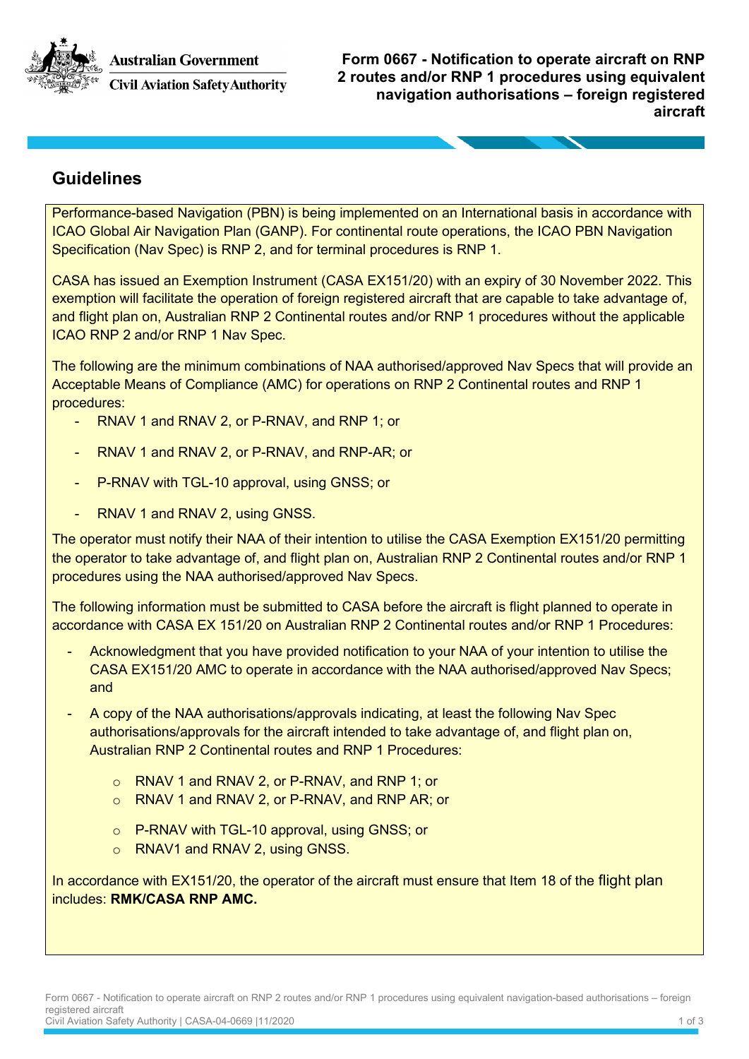Australian Government

Civil Aviation Safety Authority

# Form 0667 - Notification to operate aircraft on RNP 2 routes and/or RNP 1 procedures using equivalent navigation authorisations – foreign registered aircraft

## Guidelines

Performance-based Navigation (PBN) is being implemented on an International basis in accordance with ICAO Global Air Navigation Plan (GANP). For continental route operations, the ICAO PBN Navigation Specification (Nav Spec) is RNP 2, and for terminal procedures is RNP 1.

CASA has issued an Exemption Instrument (CASA EX151/20) with an expiry of 30 November 2022. This exemption will facilitate the operation of foreign registered aircraft that are capable to take advantage of, and flight plan on, Australian RNP 2 Continental routes and/or RNP 1 procedures without the applicable ICAO RNP 2 and/or RNP 1 Nav Spec.

The following are the minimum combinations of NAA authorised/approved Nav Specs that will provide an Acceptable Means of Compliance (AMC) for operations on RNP 2 Continental routes and RNP 1 procedures:

- RNAV 1 and RNAV 2, or P-RNAV, and RNP 1; or
- RNAV 1 and RNAV 2, or P-RNAV, and RNP-AR; or
- P-RNAV with TGL-10 approval, using GNSS; or
- RNAV 1 and RNAV 2, using GNSS.

The operator must notify their NAA of their intention to utilise the CASA Exemption EX151/20 permitting the operator to take advantage of, and flight plan on, Australian RNP 2 Continental routes and/or RNP 1 procedures using the NAA authorised/approved Nav Specs.

The following information must be submitted to CASA before the aircraft is flight planned to operate in accordance with CASA EX 151/20 on Australian RNP 2 Continental routes and/or RNP 1 Procedures:

- Acknowledgment that you have provided notification to your NAA of your intention to utilise the CASA EX151/20 AMC to operate in accordance with the NAA authorised/approved Nav Specs; and
- A copy of the NAA authorisations/approvals indicating, at least the following Nav Spec authorisations/approvals for the aircraft intended to take advantage of, and flight plan on, Australian RNP 2 Continental routes and RNP 1 Procedures:
  - RNAV 1 and RNAV 2, or P-RNAV, and RNP 1; or
  - RNAV 1 and RNAV 2, or P-RNAV, and RNP AR; or
  - P-RNAV with TGL-10 approval, using GNSS; or
  - RNAV1 and RNAV 2, using GNSS.

In accordance with EX151/20, the operator of the aircraft must ensure that Item 18 of the flight plan includes: **RMK/CASA RNP AMC.**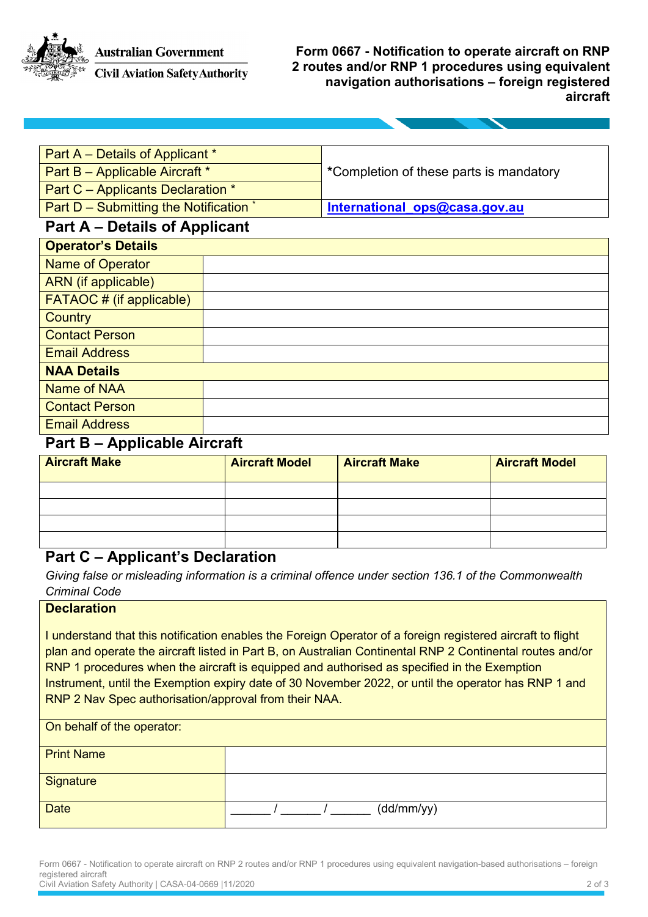# Form 0667 - Notification to operate aircraft on RNP 2 routes and/or RNP 1 procedures using equivalent navigation authorisations – foreign registered aircraft

| | |
|---|---|
| Part A – Details of Applicant * | *Completion of these parts is mandatory |
| Part B – Applicable Aircraft * | |
| Part C – Applicants Declaration * | |
| Part D – Submitting the Notification * | **International_ops@casa.gov.au** |

## Part A – Details of Applicant

| **Operator's Details** | |
|---|---|
| Name of Operator | |
| ARN (if applicable) | |
| FATAOC # (if applicable) | |
| Country | |
| Contact Person | |
| Email Address | |
| **NAA Details** | |
| Name of NAA | |
| Contact Person | |
| Email Address | |

## Part B – Applicable Aircraft

| **Aircraft Make** | **Aircraft Model** | **Aircraft Make** | **Aircraft Model** |
|---|---|---|---|
| | | | |
| | | | |
| | | | |
| | | | |

## Part C – Applicant's Declaration

*Giving false or misleading information is a criminal offence under section 136.1 of the Commonwealth Criminal Code*

**Declaration**

I understand that this notification enables the Foreign Operator of a foreign registered aircraft to flight plan and operate the aircraft listed in Part B, on Australian Continental RNP 2 Continental routes and/or RNP 1 procedures when the aircraft is equipped and authorised as specified in the Exemption Instrument, until the Exemption expiry date of 30 November 2022, or until the operator has RNP 1 and RNP 2 Nav Spec authorisation/approval from their NAA.

On behalf of the operator:

| | |
|---|---|
| Print Name | |
| Signature | |
| Date | ______ / ______ / ______ (dd/mm/yy) |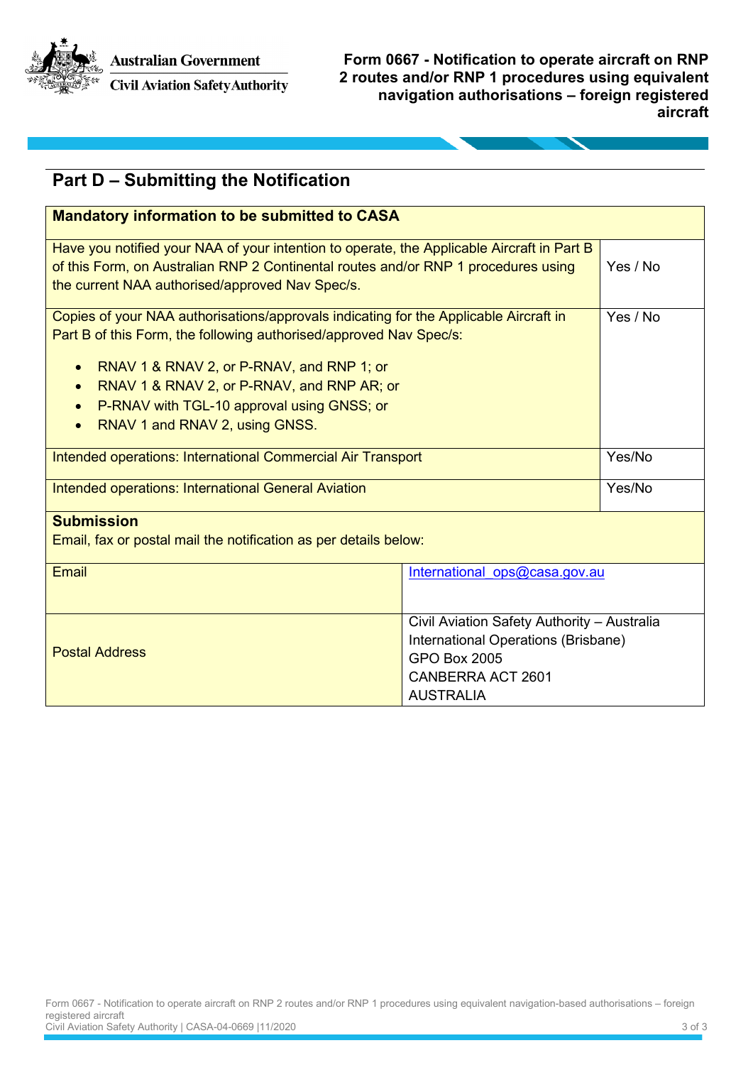## Part D – Submitting the Notification

| Mandatory information to be submitted to CASA | |
|---|---|
| Have you notified your NAA of your intention to operate, the Applicable Aircraft in Part B of this Form, on Australian RNP 2 Continental routes and/or RNP 1 procedures using the current NAA authorised/approved Nav Spec/s. | Yes / No |
| Copies of your NAA authorisations/approvals indicating for the Applicable Aircraft in Part B of this Form, the following authorised/approved Nav Spec/s:<br>• RNAV 1 & RNAV 2, or P-RNAV, and RNP 1; or<br>• RNAV 1 & RNAV 2, or P-RNAV, and RNP AR; or<br>• P-RNAV with TGL-10 approval using GNSS; or<br>• RNAV 1 and RNAV 2, using GNSS. | Yes / No |
| Intended operations: International Commercial Air Transport | Yes/No |
| Intended operations: International General Aviation | Yes/No |

**Submission**
Email, fax or postal mail the notification as per details below:

| | |
|---|---|
| Email | International_ops@casa.gov.au |
| Postal Address | Civil Aviation Safety Authority – Australia<br>International Operations (Brisbane)<br>GPO Box 2005<br>CANBERRA ACT 2601<br>AUSTRALIA |